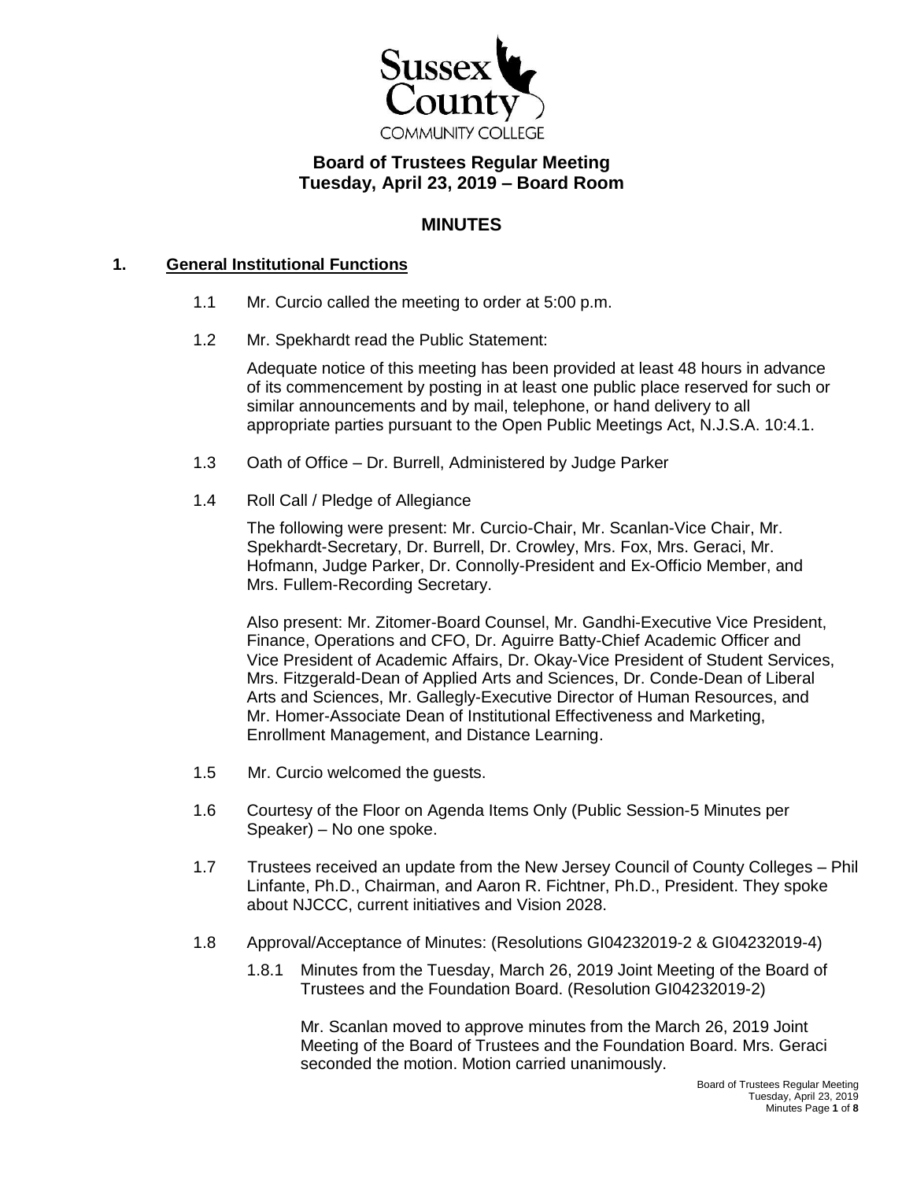# Board of Trustees Regular Meeting
## Tuesday, April 23, 2019 – Board Room

## MINUTES

### 1. General Institutional Functions

1.1 Mr. Curcio called the meeting to order at 5:00 p.m.

1.2 Mr. Spekhardt read the Public Statement:

Adequate notice of this meeting has been provided at least 48 hours in advance of its commencement by posting in at least one public place reserved for such or similar announcements and by mail, telephone, or hand delivery to all appropriate parties pursuant to the Open Public Meetings Act, N.J.S.A. 10:4.1.

1.3 Oath of Office – Dr. Burrell, Administered by Judge Parker

1.4 Roll Call / Pledge of Allegiance

The following were present: Mr. Curcio-Chair, Mr. Scanlan-Vice Chair, Mr. Spekhardt-Secretary, Dr. Burrell, Dr. Crowley, Mrs. Fox, Mrs. Geraci, Mr. Hofmann, Judge Parker, Dr. Connolly-President and Ex-Officio Member, and Mrs. Fullem-Recording Secretary.

Also present: Mr. Zitomer-Board Counsel, Mr. Gandhi-Executive Vice President, Finance, Operations and CFO, Dr. Aguirre Batty-Chief Academic Officer and Vice President of Academic Affairs, Dr. Okay-Vice President of Student Services, Mrs. Fitzgerald-Dean of Applied Arts and Sciences, Dr. Conde-Dean of Liberal Arts and Sciences, Mr. Gallegly-Executive Director of Human Resources, and Mr. Homer-Associate Dean of Institutional Effectiveness and Marketing, Enrollment Management, and Distance Learning.

1.5 Mr. Curcio welcomed the guests.

1.6 Courtesy of the Floor on Agenda Items Only (Public Session-5 Minutes per Speaker) – No one spoke.

1.7 Trustees received an update from the New Jersey Council of County Colleges – Phil Linfante, Ph.D., Chairman, and Aaron R. Fichtner, Ph.D., President. They spoke about NJCCC, current initiatives and Vision 2028.

1.8 Approval/Acceptance of Minutes: (Resolutions GI04232019-2 & GI04232019-4)

1.8.1 Minutes from the Tuesday, March 26, 2019 Joint Meeting of the Board of Trustees and the Foundation Board. (Resolution GI04232019-2)

Mr. Scanlan moved to approve minutes from the March 26, 2019 Joint Meeting of the Board of Trustees and the Foundation Board. Mrs. Geraci seconded the motion. Motion carried unanimously.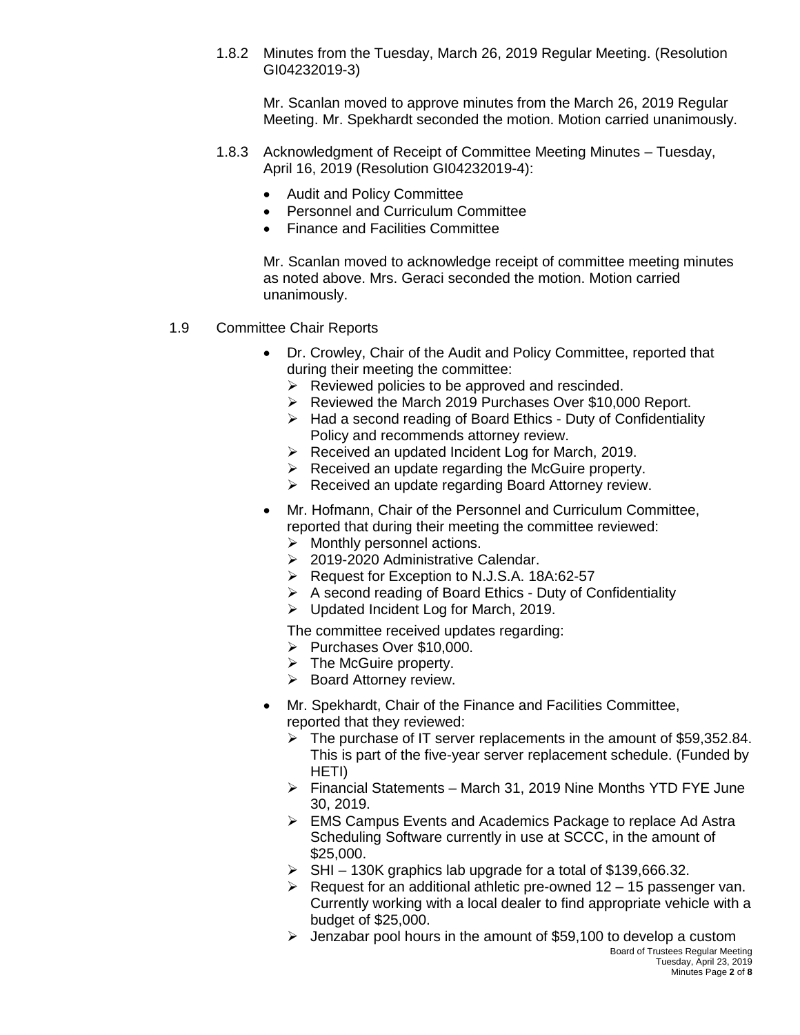1.8.2 Minutes from the Tuesday, March 26, 2019 Regular Meeting. (Resolution GI04232019-3)

Mr. Scanlan moved to approve minutes from the March 26, 2019 Regular Meeting. Mr. Spekhardt seconded the motion. Motion carried unanimously.

1.8.3 Acknowledgment of Receipt of Committee Meeting Minutes – Tuesday, April 16, 2019 (Resolution GI04232019-4):

- Audit and Policy Committee
- Personnel and Curriculum Committee
- Finance and Facilities Committee

Mr. Scanlan moved to acknowledge receipt of committee meeting minutes as noted above. Mrs. Geraci seconded the motion. Motion carried unanimously.

1.9 Committee Chair Reports

- Dr. Crowley, Chair of the Audit and Policy Committee, reported that during their meeting the committee:
  - Reviewed policies to be approved and rescinded.
  - Reviewed the March 2019 Purchases Over $10,000 Report.
  - Had a second reading of Board Ethics - Duty of Confidentiality Policy and recommends attorney review.
  - Received an updated Incident Log for March, 2019.
  - Received an update regarding the McGuire property.
  - Received an update regarding Board Attorney review.
- Mr. Hofmann, Chair of the Personnel and Curriculum Committee, reported that during their meeting the committee reviewed:
  - Monthly personnel actions.
  - 2019-2020 Administrative Calendar.
  - Request for Exception to N.J.S.A. 18A:62-57
  - A second reading of Board Ethics - Duty of Confidentiality
  - Updated Incident Log for March, 2019.

  The committee received updates regarding:
  - Purchases Over $10,000.
  - The McGuire property.
  - Board Attorney review.
- Mr. Spekhardt, Chair of the Finance and Facilities Committee, reported that they reviewed:
  - The purchase of IT server replacements in the amount of $59,352.84. This is part of the five-year server replacement schedule. (Funded by HETI)
  - Financial Statements – March 31, 2019 Nine Months YTD FYE June 30, 2019.
  - EMS Campus Events and Academics Package to replace Ad Astra Scheduling Software currently in use at SCCC, in the amount of $25,000.
  - SHI – 130K graphics lab upgrade for a total of $139,666.32.
  - Request for an additional athletic pre-owned 12 – 15 passenger van. Currently working with a local dealer to find appropriate vehicle with a budget of $25,000.
  - Jenzabar pool hours in the amount of $59,100 to develop a custom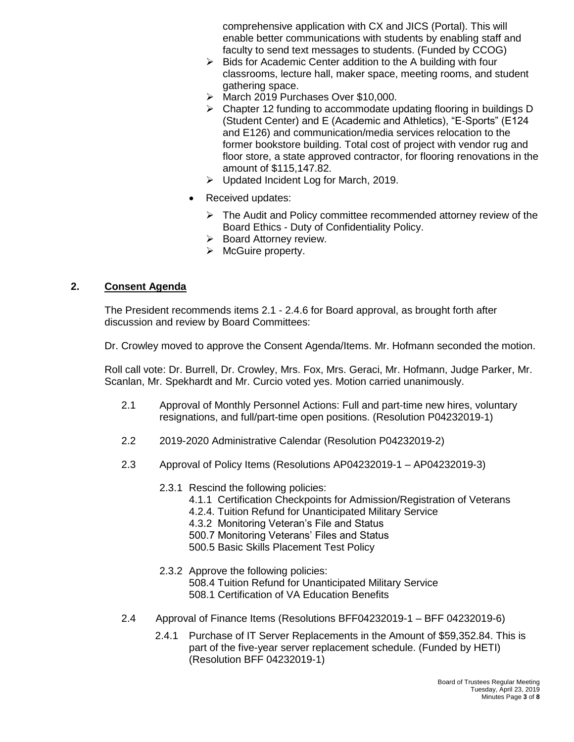comprehensive application with CX and JICS (Portal). This will enable better communications with students by enabling staff and faculty to send text messages to students. (Funded by CCOG)

  - Bids for Academic Center addition to the A building with four classrooms, lecture hall, maker space, meeting rooms, and student gathering space.
  - March 2019 Purchases Over $10,000.
  - Chapter 12 funding to accommodate updating flooring in buildings D (Student Center) and E (Academic and Athletics), "E-Sports" (E124 and E126) and communication/media services relocation to the former bookstore building. Total cost of project with vendor rug and floor store, a state approved contractor, for flooring renovations in the amount of $115,147.82.
  - Updated Incident Log for March, 2019.

- Received updates:
  - The Audit and Policy committee recommended attorney review of the Board Ethics - Duty of Confidentiality Policy.
  - Board Attorney review.
  - McGuire property.

## 2. Consent Agenda

The President recommends items 2.1 - 2.4.6 for Board approval, as brought forth after discussion and review by Board Committees:

Dr. Crowley moved to approve the Consent Agenda/Items. Mr. Hofmann seconded the motion.

Roll call vote: Dr. Burrell, Dr. Crowley, Mrs. Fox, Mrs. Geraci, Mr. Hofmann, Judge Parker, Mr. Scanlan, Mr. Spekhardt and Mr. Curcio voted yes. Motion carried unanimously.

2.1 Approval of Monthly Personnel Actions: Full and part-time new hires, voluntary resignations, and full/part-time open positions. (Resolution P04232019-1)

2.2 2019-2020 Administrative Calendar (Resolution P04232019-2)

2.3 Approval of Policy Items (Resolutions AP04232019-1 – AP04232019-3)

2.3.1 Rescind the following policies:
- 4.1.1 Certification Checkpoints for Admission/Registration of Veterans
- 4.2.4. Tuition Refund for Unanticipated Military Service
- 4.3.2 Monitoring Veteran's File and Status
- 500.7 Monitoring Veterans' Files and Status
- 500.5 Basic Skills Placement Test Policy

2.3.2 Approve the following policies:
- 508.4 Tuition Refund for Unanticipated Military Service
- 508.1 Certification of VA Education Benefits

2.4 Approval of Finance Items (Resolutions BFF04232019-1 – BFF 04232019-6)

2.4.1 Purchase of IT Server Replacements in the Amount of $59,352.84. This is part of the five-year server replacement schedule. (Funded by HETI) (Resolution BFF 04232019-1)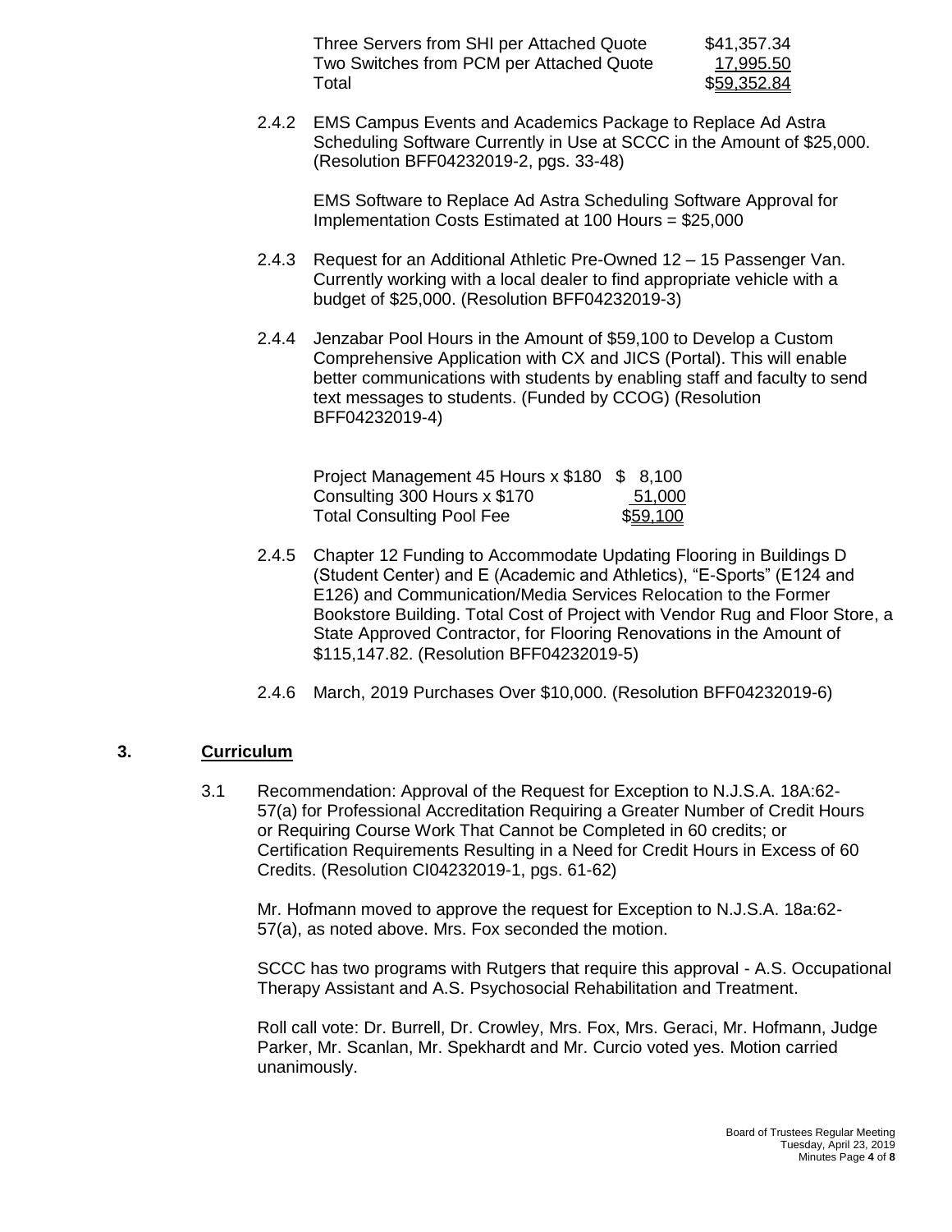| | |
|---|---|
| Three Servers from SHI per Attached Quote | \$41,357.34 |
| Two Switches from PCM per Attached Quote | 17,995.50 |
| Total | \$59,352.84 |

2.4.2 EMS Campus Events and Academics Package to Replace Ad Astra Scheduling Software Currently in Use at SCCC in the Amount of \$25,000. (Resolution BFF04232019-2, pgs. 33-48)

EMS Software to Replace Ad Astra Scheduling Software Approval for Implementation Costs Estimated at 100 Hours = \$25,000

2.4.3 Request for an Additional Athletic Pre-Owned 12 – 15 Passenger Van. Currently working with a local dealer to find appropriate vehicle with a budget of \$25,000. (Resolution BFF04232019-3)

2.4.4 Jenzabar Pool Hours in the Amount of \$59,100 to Develop a Custom Comprehensive Application with CX and JICS (Portal). This will enable better communications with students by enabling staff and faculty to send text messages to students. (Funded by CCOG) (Resolution BFF04232019-4)

| | |
|---|---|
| Project Management 45 Hours x \$180 | \$ 8,100 |
| Consulting 300 Hours x \$170 | 51,000 |
| Total Consulting Pool Fee | \$59,100 |

2.4.5 Chapter 12 Funding to Accommodate Updating Flooring in Buildings D (Student Center) and E (Academic and Athletics), "E-Sports" (E124 and E126) and Communication/Media Services Relocation to the Former Bookstore Building. Total Cost of Project with Vendor Rug and Floor Store, a State Approved Contractor, for Flooring Renovations in the Amount of \$115,147.82. (Resolution BFF04232019-5)

2.4.6 March, 2019 Purchases Over \$10,000. (Resolution BFF04232019-6)

## 3. Curriculum

3.1 Recommendation: Approval of the Request for Exception to N.J.S.A. 18A:62-57(a) for Professional Accreditation Requiring a Greater Number of Credit Hours or Requiring Course Work That Cannot be Completed in 60 credits; or Certification Requirements Resulting in a Need for Credit Hours in Excess of 60 Credits. (Resolution CI04232019-1, pgs. 61-62)

Mr. Hofmann moved to approve the request for Exception to N.J.S.A. 18a:62-57(a), as noted above. Mrs. Fox seconded the motion.

SCCC has two programs with Rutgers that require this approval - A.S. Occupational Therapy Assistant and A.S. Psychosocial Rehabilitation and Treatment.

Roll call vote: Dr. Burrell, Dr. Crowley, Mrs. Fox, Mrs. Geraci, Mr. Hofmann, Judge Parker, Mr. Scanlan, Mr. Spekhardt and Mr. Curcio voted yes. Motion carried unanimously.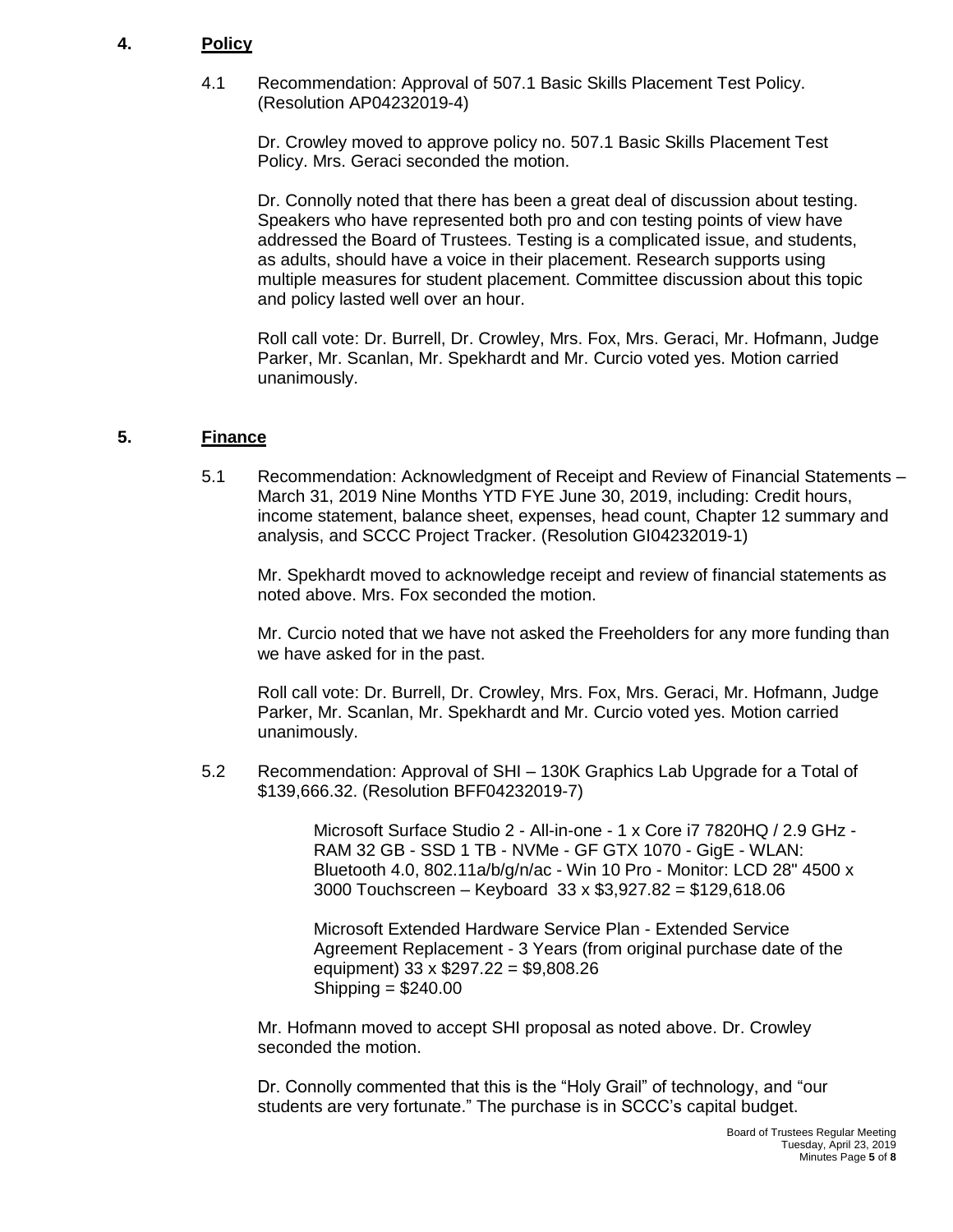## 4. Policy

4.1 Recommendation: Approval of 507.1 Basic Skills Placement Test Policy. (Resolution AP04232019-4)

Dr. Crowley moved to approve policy no. 507.1 Basic Skills Placement Test Policy. Mrs. Geraci seconded the motion.

Dr. Connolly noted that there has been a great deal of discussion about testing. Speakers who have represented both pro and con testing points of view have addressed the Board of Trustees. Testing is a complicated issue, and students, as adults, should have a voice in their placement. Research supports using multiple measures for student placement. Committee discussion about this topic and policy lasted well over an hour.

Roll call vote: Dr. Burrell, Dr. Crowley, Mrs. Fox, Mrs. Geraci, Mr. Hofmann, Judge Parker, Mr. Scanlan, Mr. Spekhardt and Mr. Curcio voted yes. Motion carried unanimously.

## 5. Finance

5.1 Recommendation: Acknowledgment of Receipt and Review of Financial Statements – March 31, 2019 Nine Months YTD FYE June 30, 2019, including: Credit hours, income statement, balance sheet, expenses, head count, Chapter 12 summary and analysis, and SCCC Project Tracker. (Resolution GI04232019-1)

Mr. Spekhardt moved to acknowledge receipt and review of financial statements as noted above. Mrs. Fox seconded the motion.

Mr. Curcio noted that we have not asked the Freeholders for any more funding than we have asked for in the past.

Roll call vote: Dr. Burrell, Dr. Crowley, Mrs. Fox, Mrs. Geraci, Mr. Hofmann, Judge Parker, Mr. Scanlan, Mr. Spekhardt and Mr. Curcio voted yes. Motion carried unanimously.

5.2 Recommendation: Approval of SHI – 130K Graphics Lab Upgrade for a Total of $139,666.32. (Resolution BFF04232019-7)

Microsoft Surface Studio 2 - All-in-one - 1 x Core i7 7820HQ / 2.9 GHz - RAM 32 GB - SSD 1 TB - NVMe - GF GTX 1070 - GigE - WLAN: Bluetooth 4.0, 802.11a/b/g/n/ac - Win 10 Pro - Monitor: LCD 28" 4500 x 3000 Touchscreen – Keyboard 33 x $3,927.82 = $129,618.06

Microsoft Extended Hardware Service Plan - Extended Service Agreement Replacement - 3 Years (from original purchase date of the equipment) 33 x $297.22 = $9,808.26
Shipping = $240.00

Mr. Hofmann moved to accept SHI proposal as noted above. Dr. Crowley seconded the motion.

Dr. Connolly commented that this is the "Holy Grail" of technology, and "our students are very fortunate." The purchase is in SCCC's capital budget.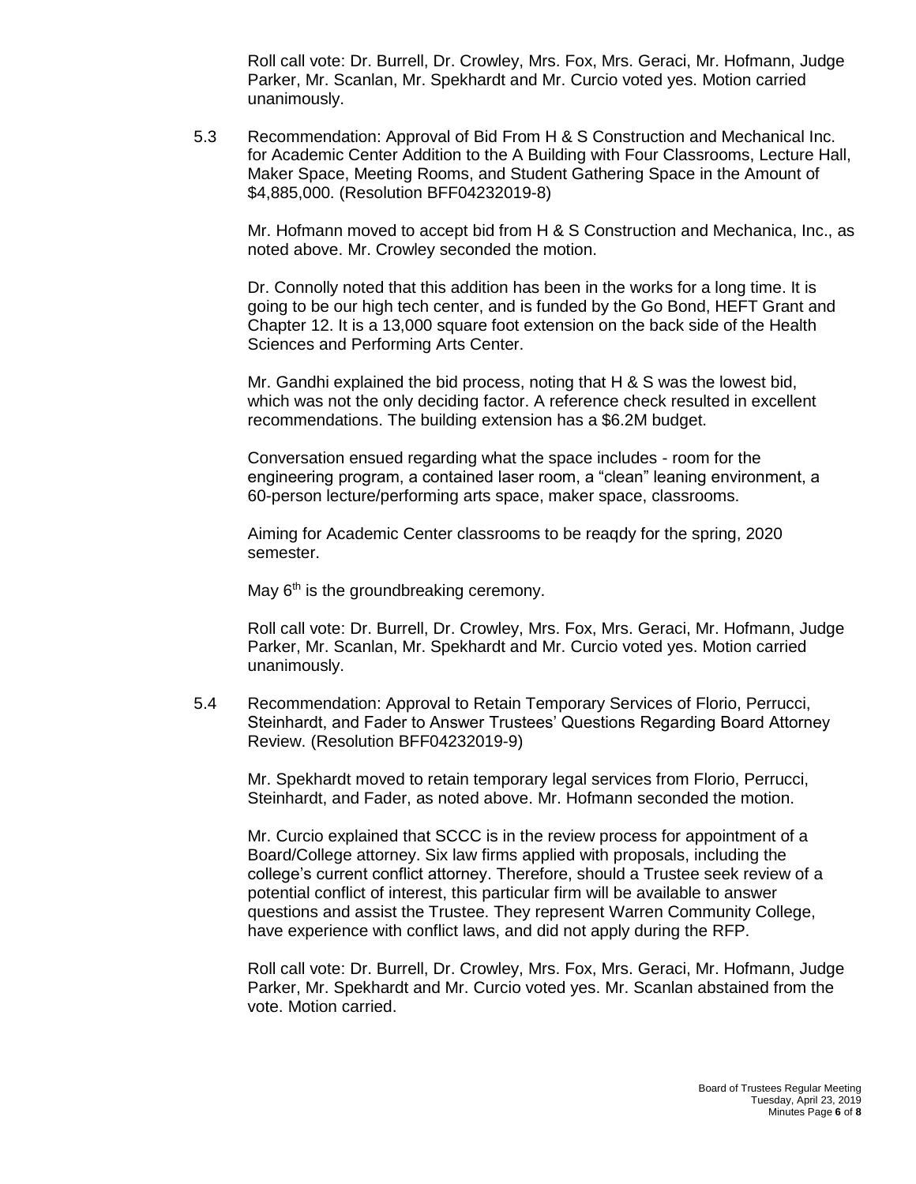Roll call vote: Dr. Burrell, Dr. Crowley, Mrs. Fox, Mrs. Geraci, Mr. Hofmann, Judge Parker, Mr. Scanlan, Mr. Spekhardt and Mr. Curcio voted yes. Motion carried unanimously.

5.3 Recommendation: Approval of Bid From H & S Construction and Mechanical Inc. for Academic Center Addition to the A Building with Four Classrooms, Lecture Hall, Maker Space, Meeting Rooms, and Student Gathering Space in the Amount of $4,885,000. (Resolution BFF04232019-8)

Mr. Hofmann moved to accept bid from H & S Construction and Mechanica, Inc., as noted above. Mr. Crowley seconded the motion.

Dr. Connolly noted that this addition has been in the works for a long time. It is going to be our high tech center, and is funded by the Go Bond, HEFT Grant and Chapter 12. It is a 13,000 square foot extension on the back side of the Health Sciences and Performing Arts Center.

Mr. Gandhi explained the bid process, noting that H & S was the lowest bid, which was not the only deciding factor. A reference check resulted in excellent recommendations. The building extension has a $6.2M budget.

Conversation ensued regarding what the space includes - room for the engineering program, a contained laser room, a "clean" leaning environment, a 60-person lecture/performing arts space, maker space, classrooms.

Aiming for Academic Center classrooms to be reaqdy for the spring, 2020 semester.

May 6th is the groundbreaking ceremony.

Roll call vote: Dr. Burrell, Dr. Crowley, Mrs. Fox, Mrs. Geraci, Mr. Hofmann, Judge Parker, Mr. Scanlan, Mr. Spekhardt and Mr. Curcio voted yes. Motion carried unanimously.

5.4 Recommendation: Approval to Retain Temporary Services of Florio, Perrucci, Steinhardt, and Fader to Answer Trustees' Questions Regarding Board Attorney Review. (Resolution BFF04232019-9)

Mr. Spekhardt moved to retain temporary legal services from Florio, Perrucci, Steinhardt, and Fader, as noted above. Mr. Hofmann seconded the motion.

Mr. Curcio explained that SCCC is in the review process for appointment of a Board/College attorney. Six law firms applied with proposals, including the college's current conflict attorney. Therefore, should a Trustee seek review of a potential conflict of interest, this particular firm will be available to answer questions and assist the Trustee. They represent Warren Community College, have experience with conflict laws, and did not apply during the RFP.

Roll call vote: Dr. Burrell, Dr. Crowley, Mrs. Fox, Mrs. Geraci, Mr. Hofmann, Judge Parker, Mr. Spekhardt and Mr. Curcio voted yes. Mr. Scanlan abstained from the vote. Motion carried.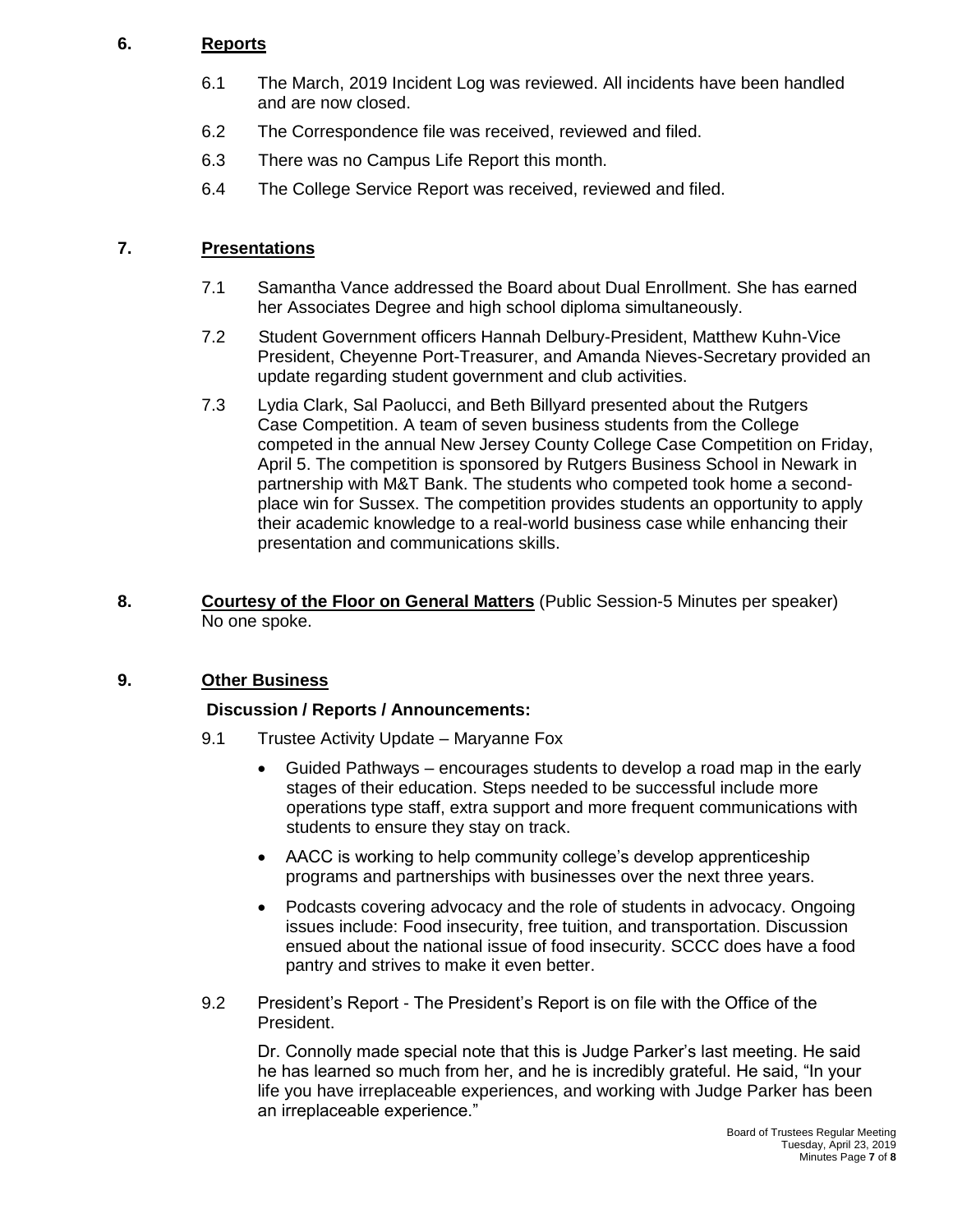## 6. **Reports**

6.1 The March, 2019 Incident Log was reviewed. All incidents have been handled and are now closed.

6.2 The Correspondence file was received, reviewed and filed.

6.3 There was no Campus Life Report this month.

6.4 The College Service Report was received, reviewed and filed.

## 7. **Presentations**

7.1 Samantha Vance addressed the Board about Dual Enrollment. She has earned her Associates Degree and high school diploma simultaneously.

7.2 Student Government officers Hannah Delbury-President, Matthew Kuhn-Vice President, Cheyenne Port-Treasurer, and Amanda Nieves-Secretary provided an update regarding student government and club activities.

7.3 Lydia Clark, Sal Paolucci, and Beth Billyard presented about the Rutgers Case Competition. A team of seven business students from the College competed in the annual New Jersey County College Case Competition on Friday, April 5. The competition is sponsored by Rutgers Business School in Newark in partnership with M&T Bank. The students who competed took home a second-place win for Sussex. The competition provides students an opportunity to apply their academic knowledge to a real-world business case while enhancing their presentation and communications skills.

## 8. **Courtesy of the Floor on General Matters** (Public Session-5 Minutes per speaker)

No one spoke.

## 9. **Other Business**

**Discussion / Reports / Announcements:**

9.1 Trustee Activity Update – Maryanne Fox

- Guided Pathways – encourages students to develop a road map in the early stages of their education. Steps needed to be successful include more operations type staff, extra support and more frequent communications with students to ensure they stay on track.
- AACC is working to help community college's develop apprenticeship programs and partnerships with businesses over the next three years.
- Podcasts covering advocacy and the role of students in advocacy. Ongoing issues include: Food insecurity, free tuition, and transportation. Discussion ensued about the national issue of food insecurity. SCCC does have a food pantry and strives to make it even better.

9.2 President's Report - The President's Report is on file with the Office of the President.

Dr. Connolly made special note that this is Judge Parker's last meeting. He said he has learned so much from her, and he is incredibly grateful. He said, "In your life you have irreplaceable experiences, and working with Judge Parker has been an irreplaceable experience."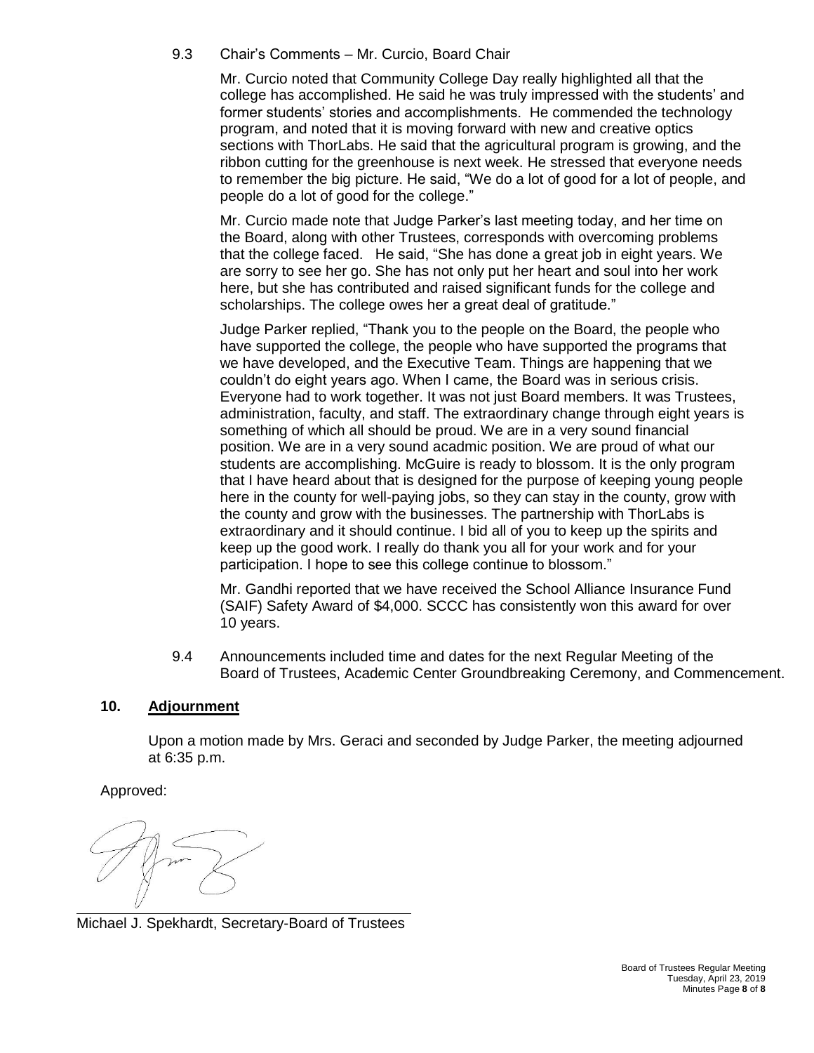9.3 Chair's Comments – Mr. Curcio, Board Chair

Mr. Curcio noted that Community College Day really highlighted all that the college has accomplished. He said he was truly impressed with the students' and former students' stories and accomplishments. He commended the technology program, and noted that it is moving forward with new and creative optics sections with ThorLabs. He said that the agricultural program is growing, and the ribbon cutting for the greenhouse is next week. He stressed that everyone needs to remember the big picture. He said, "We do a lot of good for a lot of people, and people do a lot of good for the college."

Mr. Curcio made note that Judge Parker's last meeting today, and her time on the Board, along with other Trustees, corresponds with overcoming problems that the college faced. He said, "She has done a great job in eight years. We are sorry to see her go. She has not only put her heart and soul into her work here, but she has contributed and raised significant funds for the college and scholarships. The college owes her a great deal of gratitude."

Judge Parker replied, "Thank you to the people on the Board, the people who have supported the college, the people who have supported the programs that we have developed, and the Executive Team. Things are happening that we couldn't do eight years ago. When I came, the Board was in serious crisis. Everyone had to work together. It was not just Board members. It was Trustees, administration, faculty, and staff. The extraordinary change through eight years is something of which all should be proud. We are in a very sound financial position. We are in a very sound acadmic position. We are proud of what our students are accomplishing. McGuire is ready to blossom. It is the only program that I have heard about that is designed for the purpose of keeping young people here in the county for well-paying jobs, so they can stay in the county, grow with the county and grow with the businesses. The partnership with ThorLabs is extraordinary and it should continue. I bid all of you to keep up the spirits and keep up the good work. I really do thank you all for your work and for your participation. I hope to see this college continue to blossom."

Mr. Gandhi reported that we have received the School Alliance Insurance Fund (SAIF) Safety Award of $4,000. SCCC has consistently won this award for over 10 years.

9.4 Announcements included time and dates for the next Regular Meeting of the Board of Trustees, Academic Center Groundbreaking Ceremony, and Commencement.

## 10. Adjournment

Upon a motion made by Mrs. Geraci and seconded by Judge Parker, the meeting adjourned at 6:35 p.m.

Approved:

Michael J. Spekhardt, Secretary-Board of Trustees